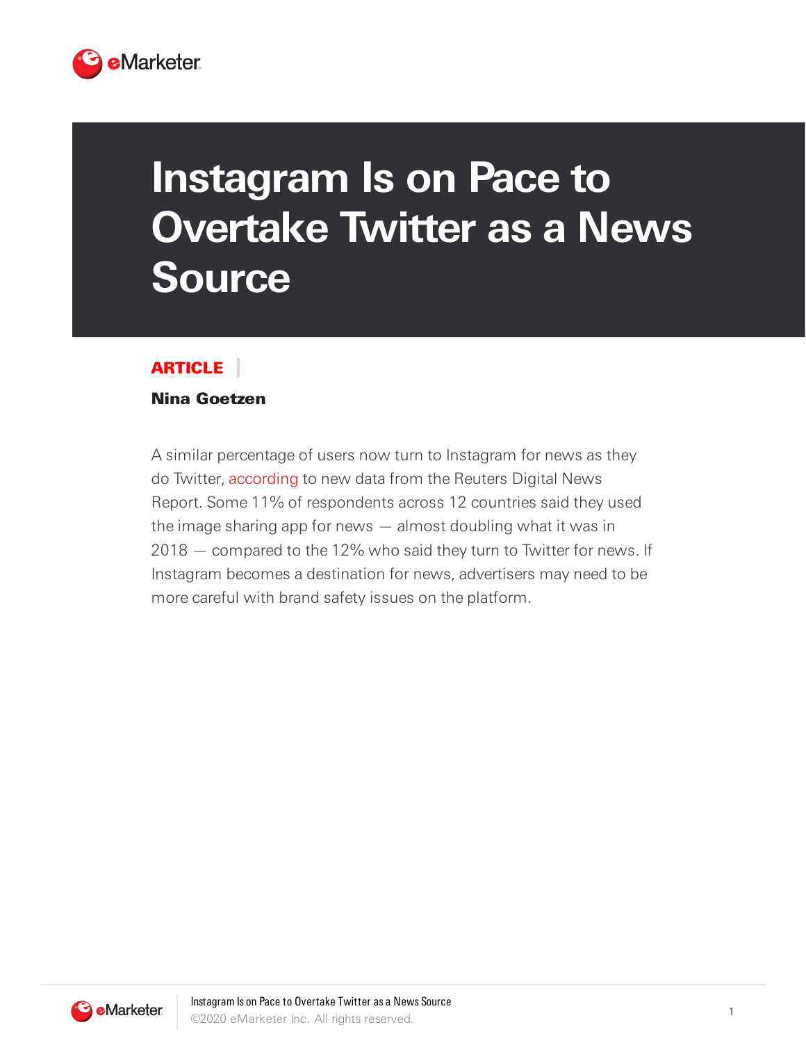# Instagram Is on Pace to Overtake Twitter as a News Source

**ARTICLE**

**Nina Goetzen**

A similar percentage of users now turn to Instagram for news as they do Twitter, according to new data from the Reuters Digital News Report. Some 11% of respondents across 12 countries said they used the image sharing app for news — almost doubling what it was in 2018 — compared to the 12% who said they turn to Twitter for news. If Instagram becomes a destination for news, advertisers may need to be more careful with brand safety issues on the platform.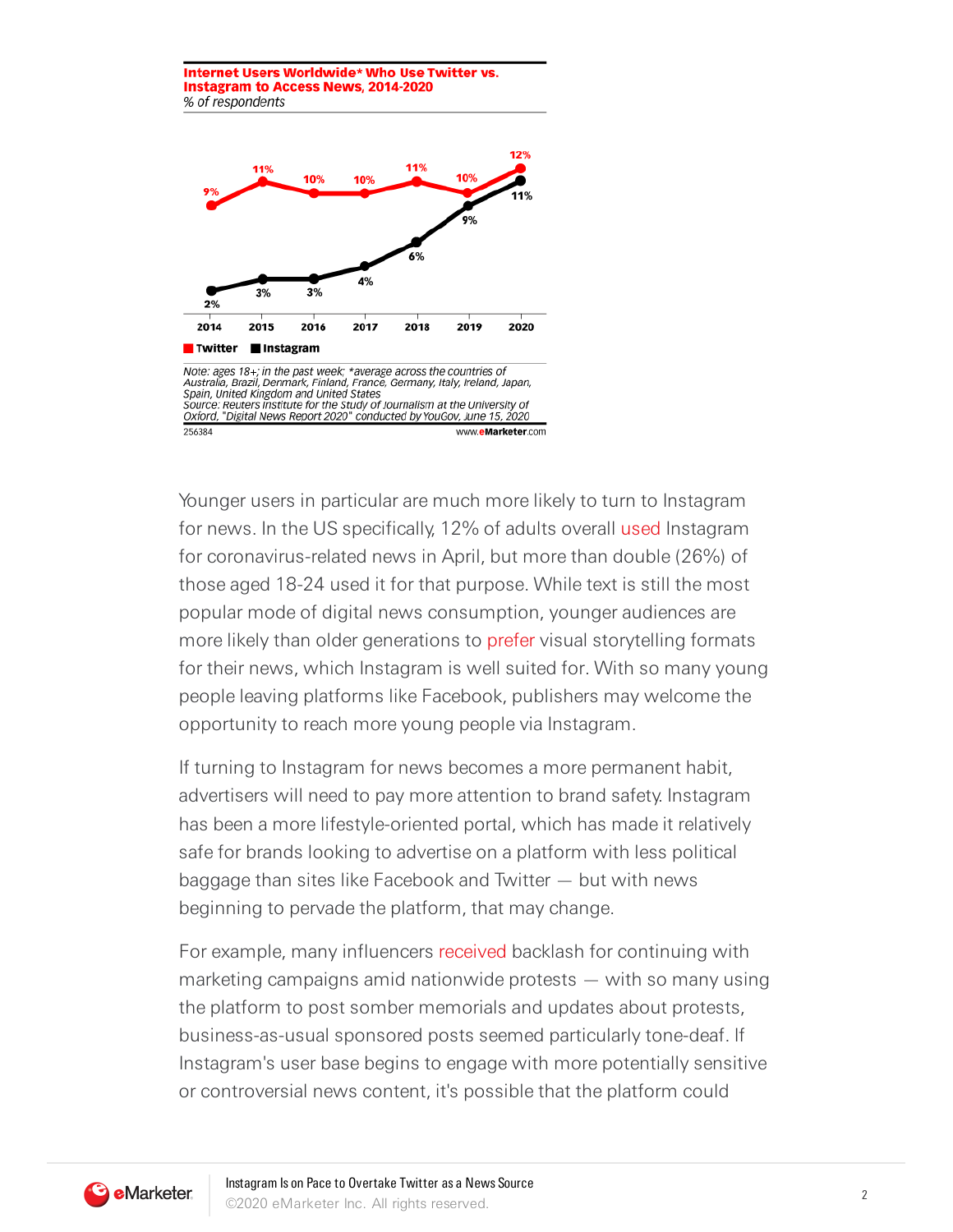**Internet Users Worldwide* Who Use Twitter vs. Instagram to Access News, 2014-2020**

*% of respondents*

| | 2014 | 2015 | 2016 | 2017 | 2018 | 2019 | 2020 |
|---|---|---|---|---|---|---|---|
| Twitter | 9% | 11% | 10% | 10% | 11% | 10% | 12% |
| Instagram | 2% | 3% | 3% | 4% | 6% | 9% | 11% |

Note: ages 18+; in the past week; *average across the countries of Australia, Brazil, Denmark, Finland, France, Germany, Italy, Ireland, Japan, Spain, United Kingdom and United States
Source: Reuters Institute for the Study of Journalism at the University of Oxford, "Digital News Report 2020" conducted by YouGov, June 15, 2020

256384 www.eMarketer.com

Younger users in particular are much more likely to turn to Instagram for news. In the US specifically, 12% of adults overall used Instagram for coronavirus-related news in April, but more than double (26%) of those aged 18-24 used it for that purpose. While text is still the most popular mode of digital news consumption, younger audiences are more likely than older generations to prefer visual storytelling formats for their news, which Instagram is well suited for. With so many young people leaving platforms like Facebook, publishers may welcome the opportunity to reach more young people via Instagram.

If turning to Instagram for news becomes a more permanent habit, advertisers will need to pay more attention to brand safety. Instagram has been a more lifestyle-oriented portal, which has made it relatively safe for brands looking to advertise on a platform with less political baggage than sites like Facebook and Twitter — but with news beginning to pervade the platform, that may change.

For example, many influencers received backlash for continuing with marketing campaigns amid nationwide protests — with so many using the platform to post somber memorials and updates about protests, business-as-usual sponsored posts seemed particularly tone-deaf. If Instagram's user base begins to engage with more potentially sensitive or controversial news content, it's possible that the platform could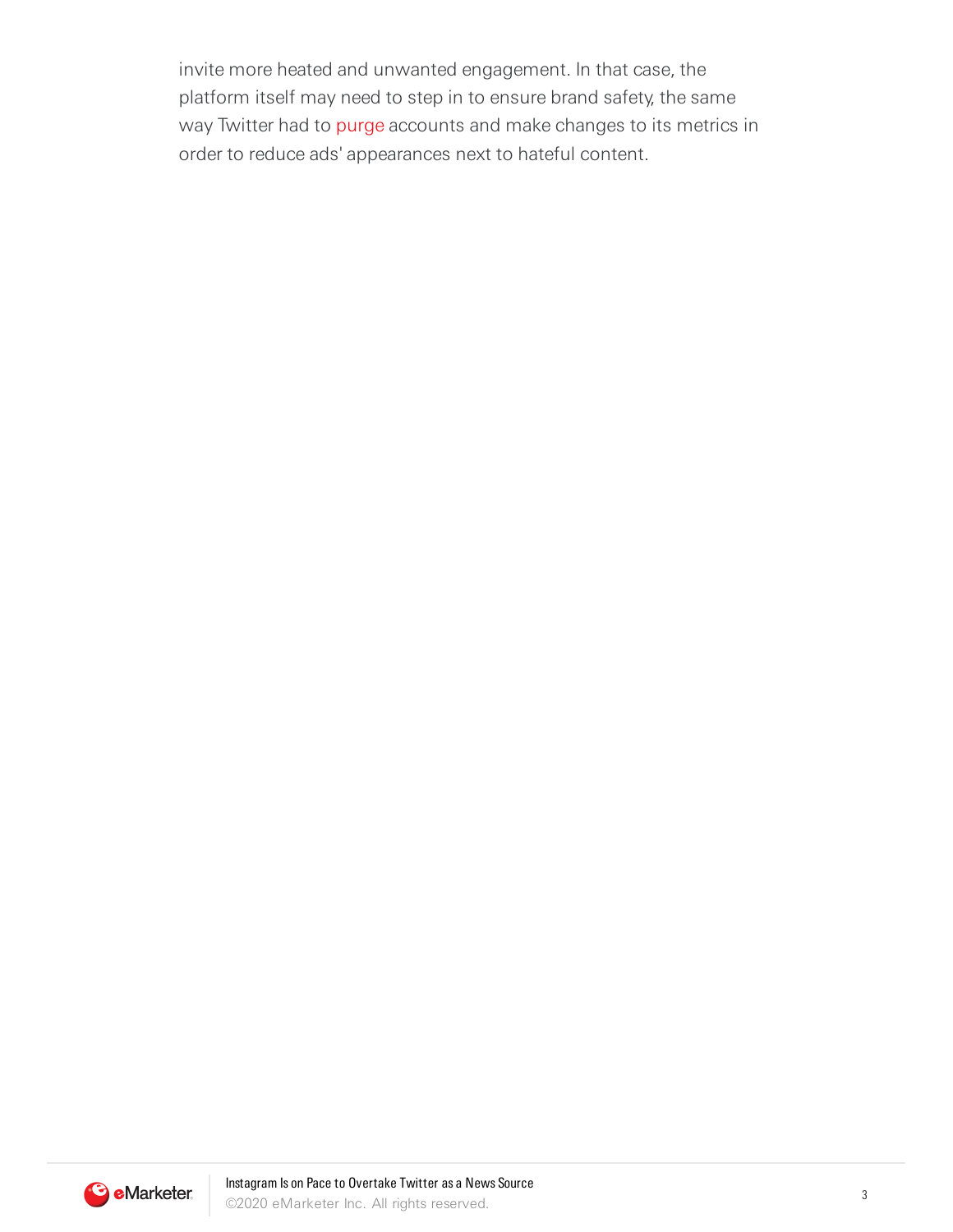invite more heated and unwanted engagement. In that case, the platform itself may need to step in to ensure brand safety, the same way Twitter had to purge accounts and make changes to its metrics in order to reduce ads' appearances next to hateful content.